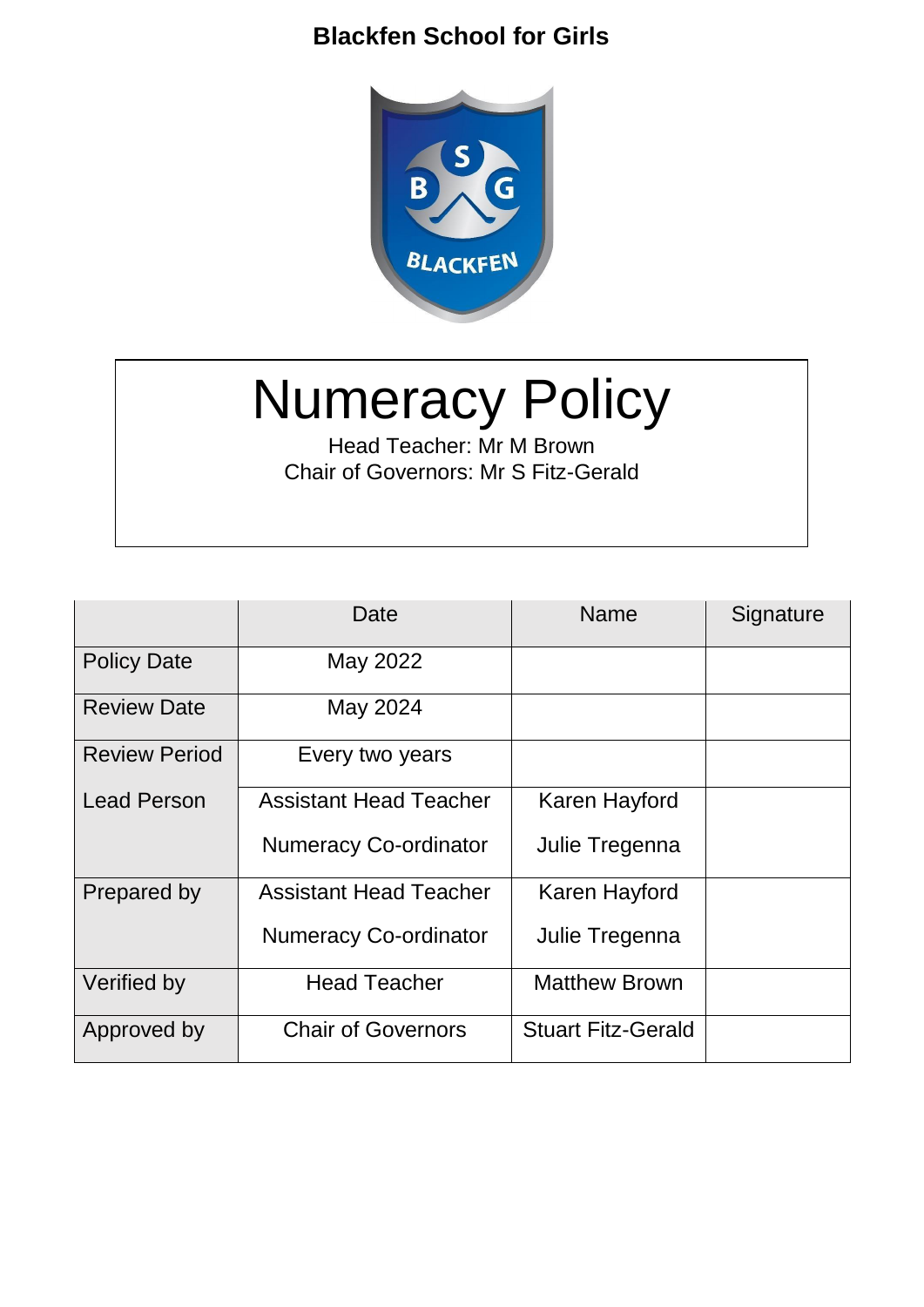**Blackfen School for Girls**

# Numeracy Policy

Head Teacher: Mr M Brown

Chair of Governors: Mr S Fitz-Gerald

| | Date | Name | Signature |
|---|---|---|---|
| Policy Date | May 2022 | | |
| Review Date | May 2024 | | |
| Review Period | Every two years | | |
| Lead Person | Assistant Head Teacher<br>Numeracy Co-ordinator | Karen Hayford<br>Julie Tregenna | |
| Prepared by | Assistant Head Teacher<br>Numeracy Co-ordinator | Karen Hayford<br>Julie Tregenna | |
| Verified by | Head Teacher | Matthew Brown | |
| Approved by | Chair of Governors | Stuart Fitz-Gerald | |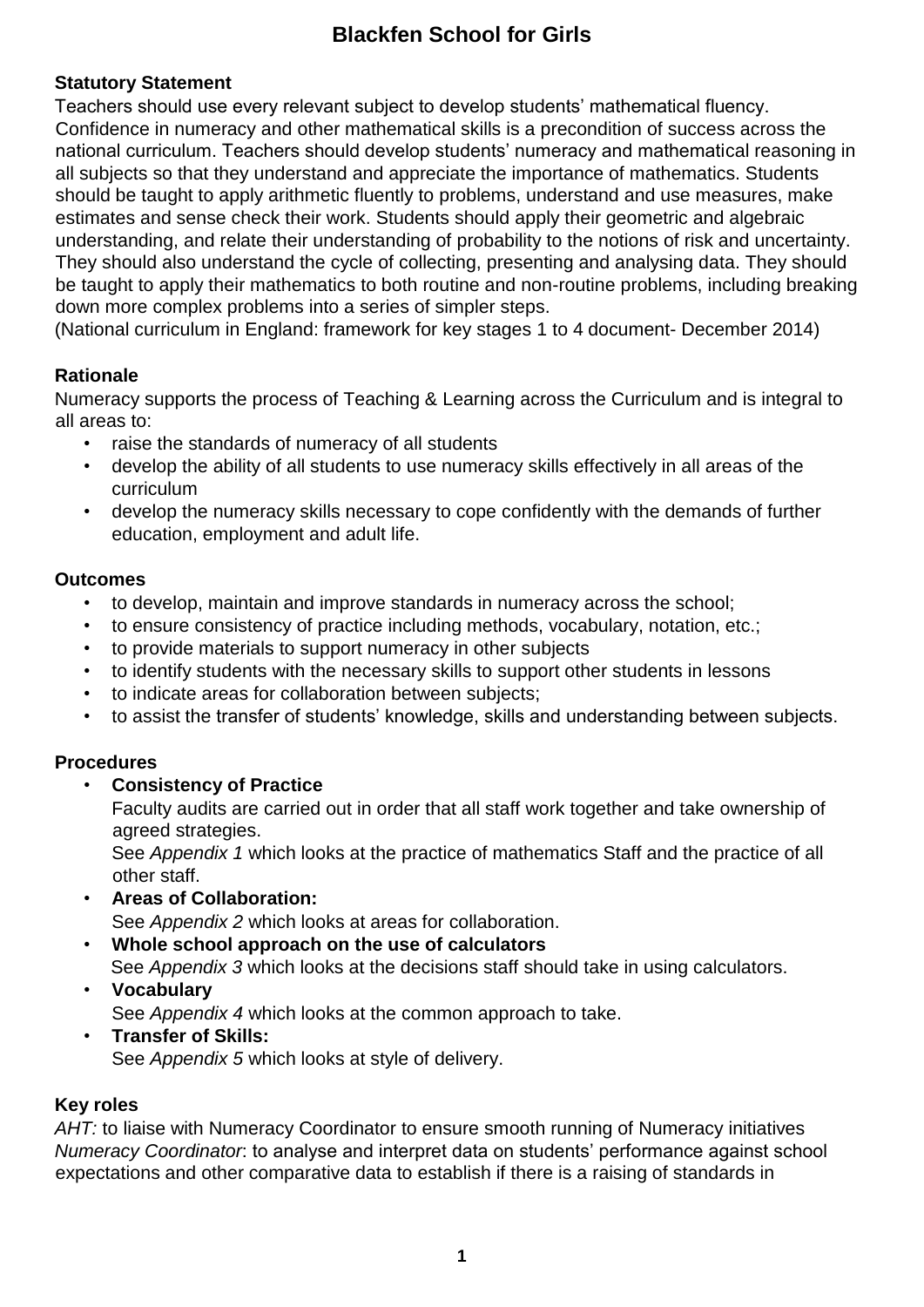# Blackfen School for Girls

## Statutory Statement

Teachers should use every relevant subject to develop students' mathematical fluency. Confidence in numeracy and other mathematical skills is a precondition of success across the national curriculum. Teachers should develop students' numeracy and mathematical reasoning in all subjects so that they understand and appreciate the importance of mathematics. Students should be taught to apply arithmetic fluently to problems, understand and use measures, make estimates and sense check their work. Students should apply their geometric and algebraic understanding, and relate their understanding of probability to the notions of risk and uncertainty. They should also understand the cycle of collecting, presenting and analysing data. They should be taught to apply their mathematics to both routine and non-routine problems, including breaking down more complex problems into a series of simpler steps.
(National curriculum in England: framework for key stages 1 to 4 document- December 2014)

## Rationale

Numeracy supports the process of Teaching & Learning across the Curriculum and is integral to all areas to:

- raise the standards of numeracy of all students
- develop the ability of all students to use numeracy skills effectively in all areas of the curriculum
- develop the numeracy skills necessary to cope confidently with the demands of further education, employment and adult life.

## Outcomes

- to develop, maintain and improve standards in numeracy across the school;
- to ensure consistency of practice including methods, vocabulary, notation, etc.;
- to provide materials to support numeracy in other subjects
- to identify students with the necessary skills to support other students in lessons
- to indicate areas for collaboration between subjects;
- to assist the transfer of students' knowledge, skills and understanding between subjects.

## Procedures

- **Consistency of Practice**
  Faculty audits are carried out in order that all staff work together and take ownership of agreed strategies.
  See *Appendix 1* which looks at the practice of mathematics Staff and the practice of all other staff.
- **Areas of Collaboration:**
  See *Appendix 2* which looks at areas for collaboration.
- **Whole school approach on the use of calculators**
  See *Appendix 3* which looks at the decisions staff should take in using calculators.
- **Vocabulary**
  See *Appendix 4* which looks at the common approach to take.
- **Transfer of Skills:**
  See *Appendix 5* which looks at style of delivery.

## Key roles

*AHT:* to liaise with Numeracy Coordinator to ensure smooth running of Numeracy initiatives
*Numeracy Coordinator*: to analyse and interpret data on students' performance against school expectations and other comparative data to establish if there is a raising of standards in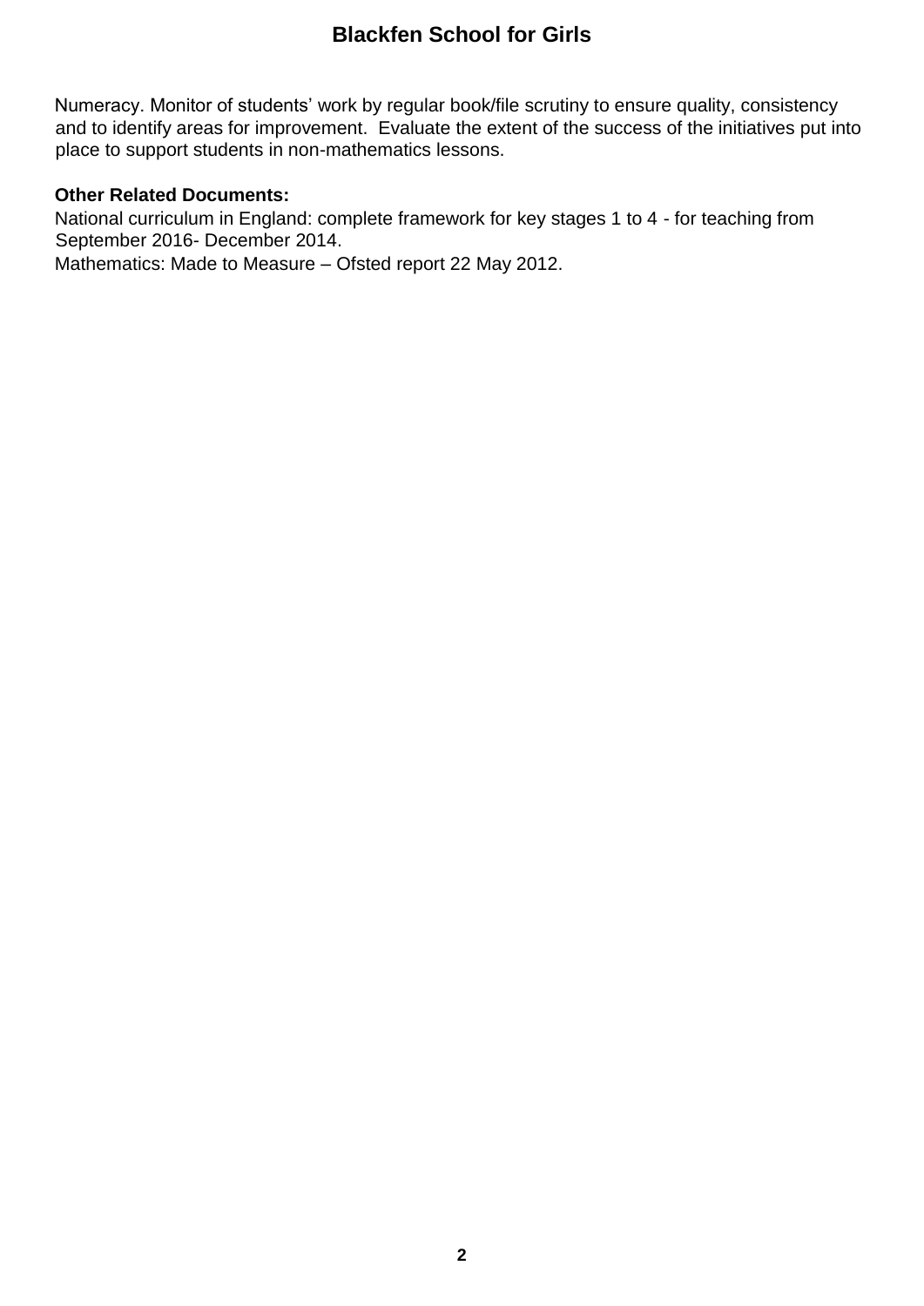Numeracy. Monitor of students' work by regular book/file scrutiny to ensure quality, consistency and to identify areas for improvement. Evaluate the extent of the success of the initiatives put into place to support students in non-mathematics lessons.

**Other Related Documents:**

National curriculum in England: complete framework for key stages 1 to 4 - for teaching from September 2016- December 2014.

Mathematics: Made to Measure – Ofsted report 22 May 2012.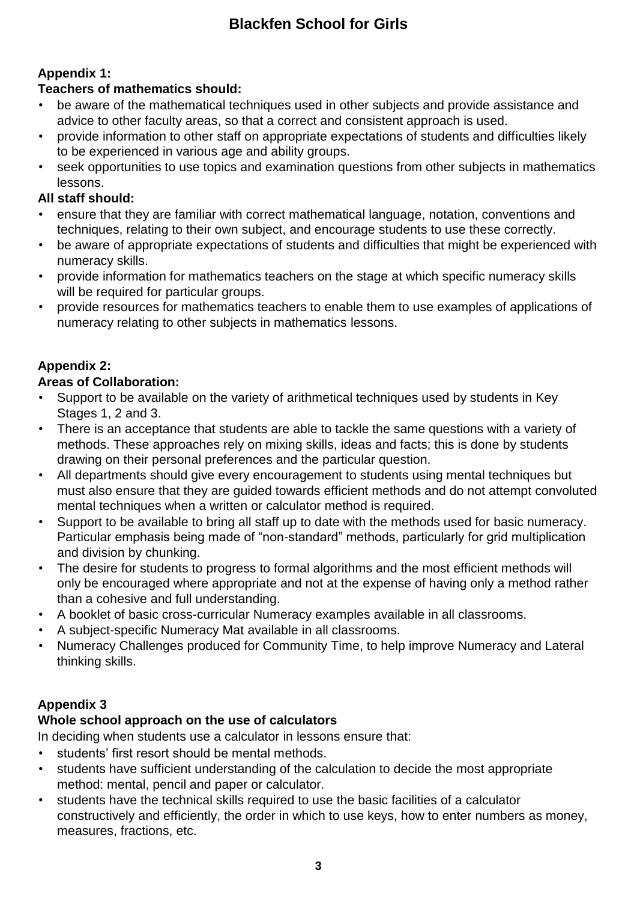**Appendix 1:**

**Teachers of mathematics should:**

- be aware of the mathematical techniques used in other subjects and provide assistance and advice to other faculty areas, so that a correct and consistent approach is used.
- provide information to other staff on appropriate expectations of students and difficulties likely to be experienced in various age and ability groups.
- seek opportunities to use topics and examination questions from other subjects in mathematics lessons.

**All staff should:**

- ensure that they are familiar with correct mathematical language, notation, conventions and techniques, relating to their own subject, and encourage students to use these correctly.
- be aware of appropriate expectations of students and difficulties that might be experienced with numeracy skills.
- provide information for mathematics teachers on the stage at which specific numeracy skills will be required for particular groups.
- provide resources for mathematics teachers to enable them to use examples of applications of numeracy relating to other subjects in mathematics lessons.

**Appendix 2:**

**Areas of Collaboration:**

- Support to be available on the variety of arithmetical techniques used by students in Key Stages 1, 2 and 3.
- There is an acceptance that students are able to tackle the same questions with a variety of methods. These approaches rely on mixing skills, ideas and facts; this is done by students drawing on their personal preferences and the particular question.
- All departments should give every encouragement to students using mental techniques but must also ensure that they are guided towards efficient methods and do not attempt convoluted mental techniques when a written or calculator method is required.
- Support to be available to bring all staff up to date with the methods used for basic numeracy. Particular emphasis being made of "non-standard" methods, particularly for grid multiplication and division by chunking.
- The desire for students to progress to formal algorithms and the most efficient methods will only be encouraged where appropriate and not at the expense of having only a method rather than a cohesive and full understanding.
- A booklet of basic cross-curricular Numeracy examples available in all classrooms.
- A subject-specific Numeracy Mat available in all classrooms.
- Numeracy Challenges produced for Community Time, to help improve Numeracy and Lateral thinking skills.

**Appendix 3**

**Whole school approach on the use of calculators**

In deciding when students use a calculator in lessons ensure that:

- students' first resort should be mental methods.
- students have sufficient understanding of the calculation to decide the most appropriate method: mental, pencil and paper or calculator.
- students have the technical skills required to use the basic facilities of a calculator constructively and efficiently, the order in which to use keys, how to enter numbers as money, measures, fractions, etc.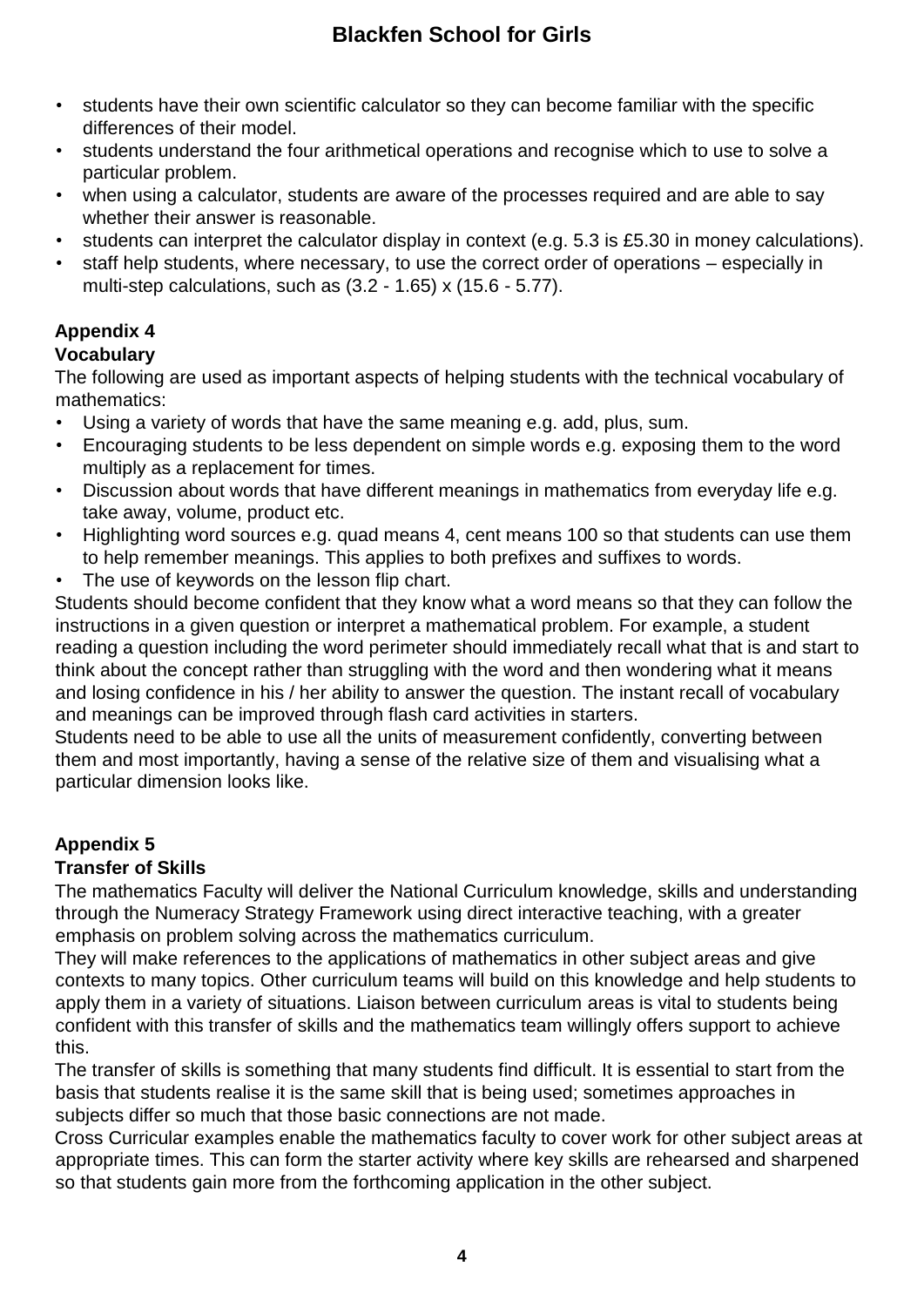- students have their own scientific calculator so they can become familiar with the specific differences of their model.
- students understand the four arithmetical operations and recognise which to use to solve a particular problem.
- when using a calculator, students are aware of the processes required and are able to say whether their answer is reasonable.
- students can interpret the calculator display in context (e.g. 5.3 is £5.30 in money calculations).
- staff help students, where necessary, to use the correct order of operations – especially in multi-step calculations, such as (3.2 - 1.65) x (15.6 - 5.77).

## Appendix 4

### Vocabulary

The following are used as important aspects of helping students with the technical vocabulary of mathematics:

- Using a variety of words that have the same meaning e.g. add, plus, sum.
- Encouraging students to be less dependent on simple words e.g. exposing them to the word multiply as a replacement for times.
- Discussion about words that have different meanings in mathematics from everyday life e.g. take away, volume, product etc.
- Highlighting word sources e.g. quad means 4, cent means 100 so that students can use them to help remember meanings. This applies to both prefixes and suffixes to words.
- The use of keywords on the lesson flip chart.

Students should become confident that they know what a word means so that they can follow the instructions in a given question or interpret a mathematical problem. For example, a student reading a question including the word perimeter should immediately recall what that is and start to think about the concept rather than struggling with the word and then wondering what it means and losing confidence in his / her ability to answer the question. The instant recall of vocabulary and meanings can be improved through flash card activities in starters.

Students need to be able to use all the units of measurement confidently, converting between them and most importantly, having a sense of the relative size of them and visualising what a particular dimension looks like.

## Appendix 5

### Transfer of Skills

The mathematics Faculty will deliver the National Curriculum knowledge, skills and understanding through the Numeracy Strategy Framework using direct interactive teaching, with a greater emphasis on problem solving across the mathematics curriculum.

They will make references to the applications of mathematics in other subject areas and give contexts to many topics. Other curriculum teams will build on this knowledge and help students to apply them in a variety of situations. Liaison between curriculum areas is vital to students being confident with this transfer of skills and the mathematics team willingly offers support to achieve this.

The transfer of skills is something that many students find difficult. It is essential to start from the basis that students realise it is the same skill that is being used; sometimes approaches in subjects differ so much that those basic connections are not made.

Cross Curricular examples enable the mathematics faculty to cover work for other subject areas at appropriate times. This can form the starter activity where key skills are rehearsed and sharpened so that students gain more from the forthcoming application in the other subject.